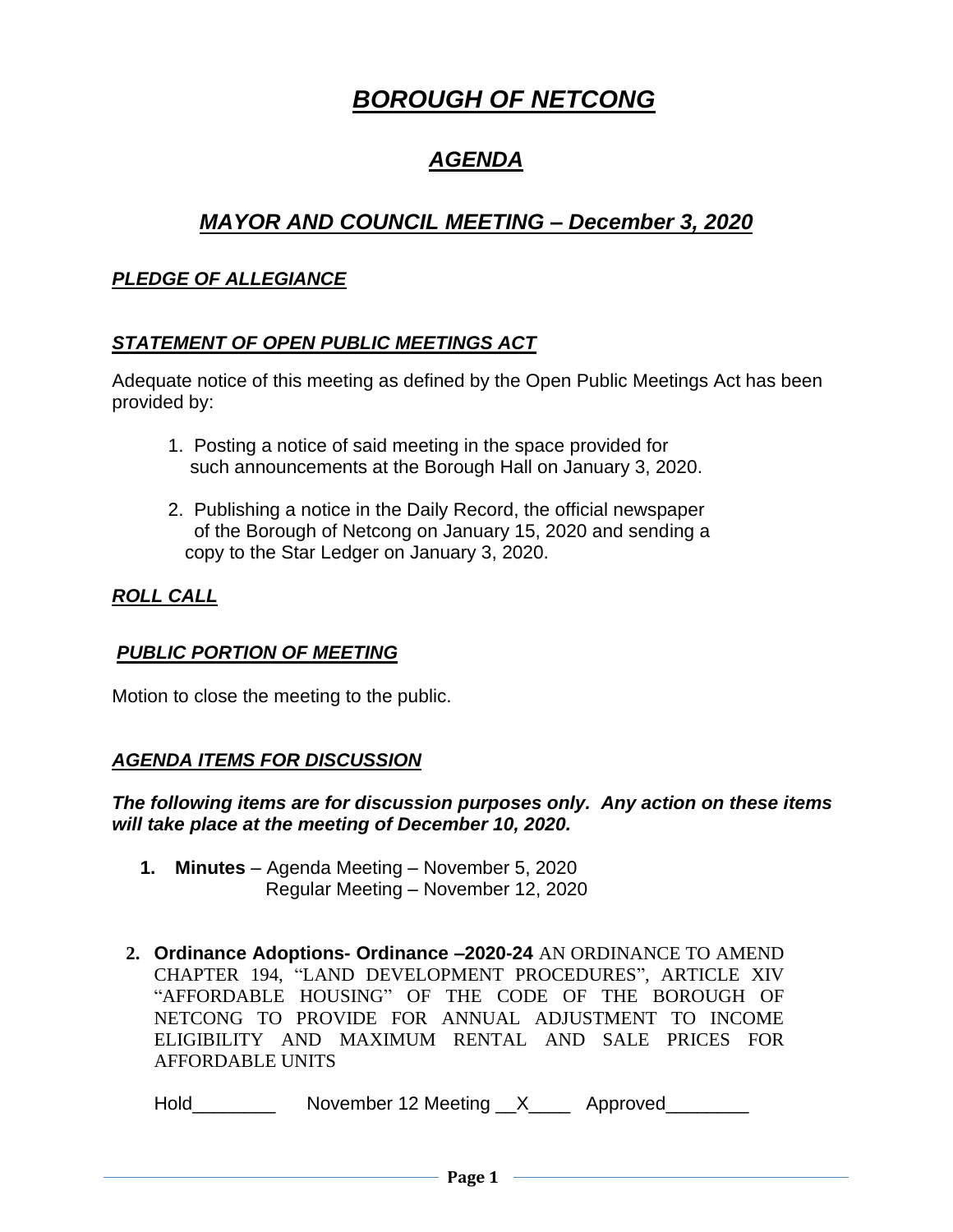# ***BOROUGH OF NETCONG***

## ***AGENDA***

## ***MAYOR AND COUNCIL MEETING – December 3, 2020***

### ***PLEDGE OF ALLEGIANCE***

### ***STATEMENT OF OPEN PUBLIC MEETINGS ACT***

Adequate notice of this meeting as defined by the Open Public Meetings Act has been provided by:

1. Posting a notice of said meeting in the space provided for such announcements at the Borough Hall on January 3, 2020.

2. Publishing a notice in the Daily Record, the official newspaper of the Borough of Netcong on January 15, 2020 and sending a copy to the Star Ledger on January 3, 2020.

### ***ROLL CALL***

### ***PUBLIC PORTION OF MEETING***

Motion to close the meeting to the public.

### ***AGENDA ITEMS FOR DISCUSSION***

***The following items are for discussion purposes only. Any action on these items will take place at the meeting of December 10, 2020.***

1. **Minutes** – Agenda Meeting – November 5, 2020
   Regular Meeting – November 12, 2020

2. **Ordinance Adoptions- Ordinance –2020-24** AN ORDINANCE TO AMEND CHAPTER 194, "LAND DEVELOPMENT PROCEDURES", ARTICLE XIV "AFFORDABLE HOUSING" OF THE CODE OF THE BOROUGH OF NETCONG TO PROVIDE FOR ANNUAL ADJUSTMENT TO INCOME ELIGIBILITY AND MAXIMUM RENTAL AND SALE PRICES FOR AFFORDABLE UNITS

   Hold________ November 12 Meeting __X____ Approved________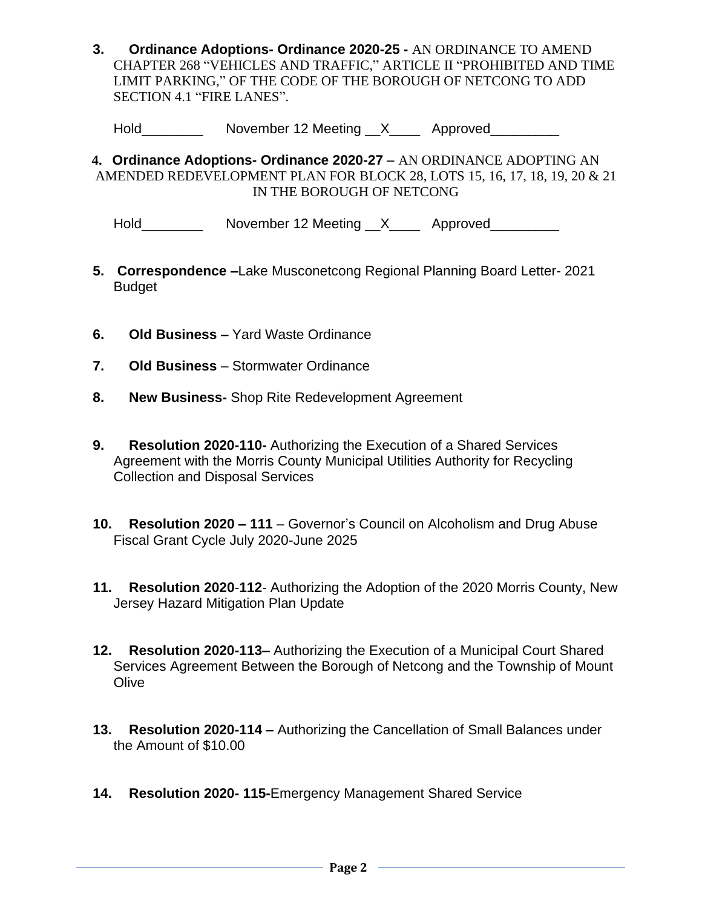3. **Ordinance Adoptions- Ordinance 2020-25 -** AN ORDINANCE TO AMEND CHAPTER 268 "VEHICLES AND TRAFFIC," ARTICLE II "PROHIBITED AND TIME LIMIT PARKING," OF THE CODE OF THE BOROUGH OF NETCONG TO ADD SECTION 4.1 "FIRE LANES".

   Hold________ November 12 Meeting __X____ Approved_________

4. **Ordinance Adoptions- Ordinance 2020-27** – AN ORDINANCE ADOPTING AN AMENDED REDEVELOPMENT PLAN FOR BLOCK 28, LOTS 15, 16, 17, 18, 19, 20 & 21 IN THE BOROUGH OF NETCONG

   Hold________ November 12 Meeting __X____ Approved_________

5. **Correspondence –**Lake Musconetcong Regional Planning Board Letter- 2021 Budget

6. **Old Business –** Yard Waste Ordinance

7. **Old Business** – Stormwater Ordinance

8. **New Business-** Shop Rite Redevelopment Agreement

9. **Resolution 2020-110-** Authorizing the Execution of a Shared Services Agreement with the Morris County Municipal Utilities Authority for Recycling Collection and Disposal Services

10. **Resolution 2020 – 111** – Governor's Council on Alcoholism and Drug Abuse Fiscal Grant Cycle July 2020-June 2025

11. **Resolution 2020-112**- Authorizing the Adoption of the 2020 Morris County, New Jersey Hazard Mitigation Plan Update

12. **Resolution 2020-113–** Authorizing the Execution of a Municipal Court Shared Services Agreement Between the Borough of Netcong and the Township of Mount Olive

13. **Resolution 2020-114 –** Authorizing the Cancellation of Small Balances under the Amount of $10.00

14. **Resolution 2020- 115-**Emergency Management Shared Service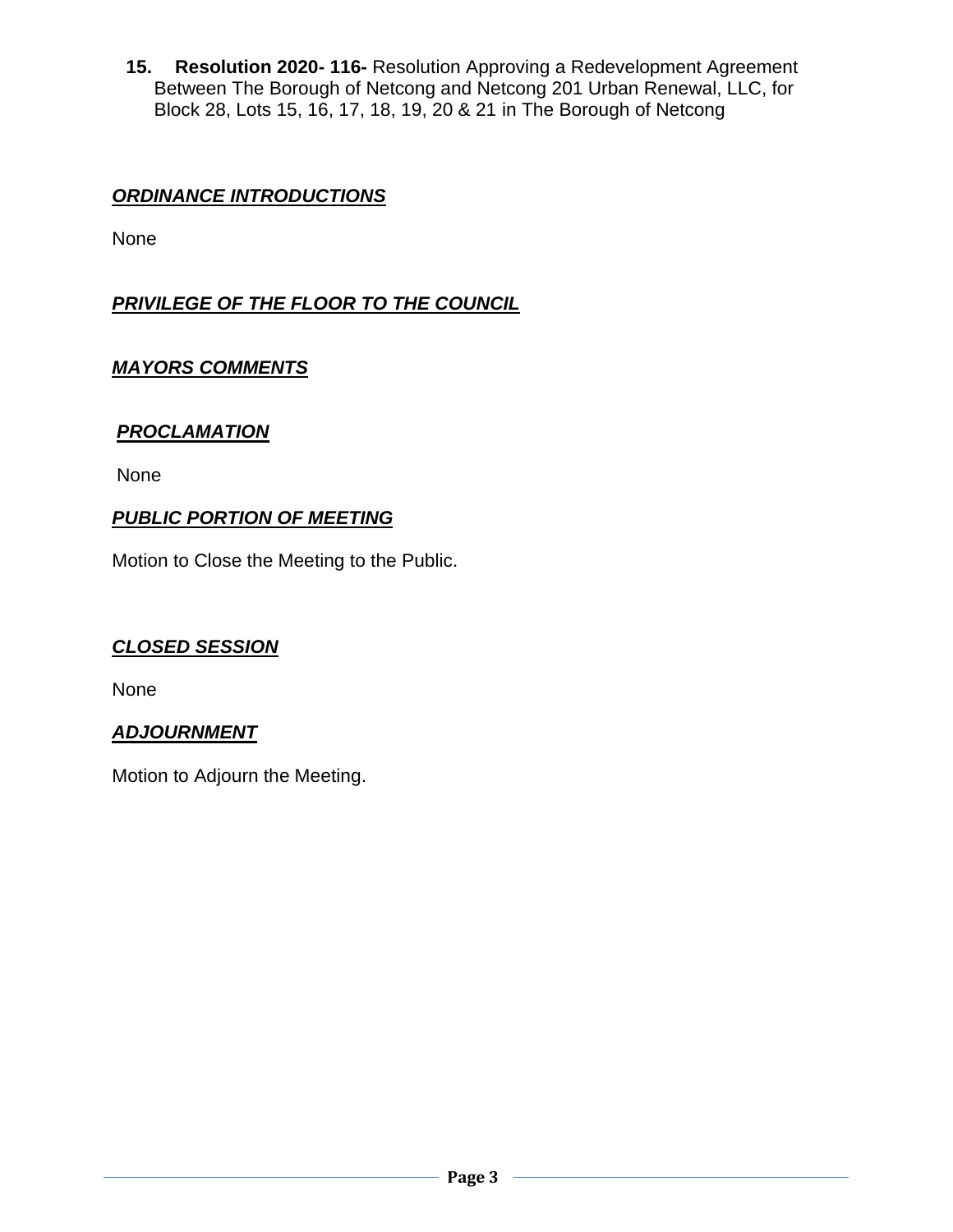15. **Resolution 2020- 116-** Resolution Approving a Redevelopment Agreement Between The Borough of Netcong and Netcong 201 Urban Renewal, LLC, for Block 28, Lots 15, 16, 17, 18, 19, 20 & 21 in The Borough of Netcong

***ORDINANCE INTRODUCTIONS***

None

***PRIVILEGE OF THE FLOOR TO THE COUNCIL***

***MAYORS COMMENTS***

***PROCLAMATION***

None

***PUBLIC PORTION OF MEETING***

Motion to Close the Meeting to the Public.

***CLOSED SESSION***

None

***ADJOURNMENT***

Motion to Adjourn the Meeting.